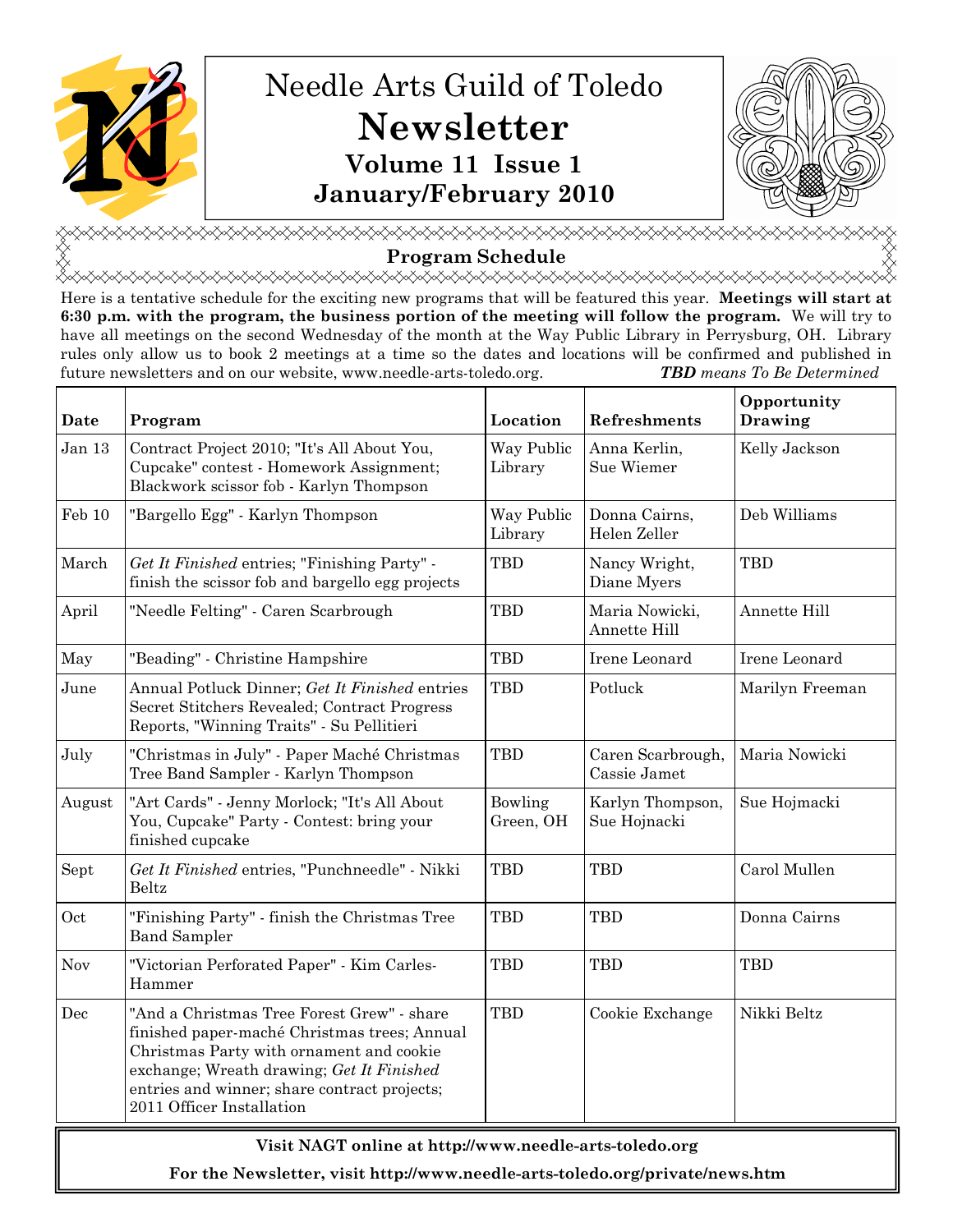# Needle Arts Guild of Toledo

# Newsletter

## Volume 11 Issue 1

## January/February 2010

## Program Schedule

Here is a tentative schedule for the exciting new programs that will be featured this year. **Meetings will start at 6:30 p.m. with the program, the business portion of the meeting will follow the program.** We will try to have all meetings on the second Wednesday of the month at the Way Public Library in Perrysburg, OH. Library rules only allow us to book 2 meetings at a time so the dates and locations will be confirmed and published in future newsletters and on our website, www.needle-arts-toledo.org. ***TBD** means To Be Determined*

| Date | Program | Location | Refreshments | Opportunity Drawing |
|---|---|---|---|---|
| Jan 13 | Contract Project 2010; "It's All About You, Cupcake" contest - Homework Assignment; Blackwork scissor fob - Karlyn Thompson | Way Public Library | Anna Kerlin, Sue Wiemer | Kelly Jackson |
| Feb 10 | "Bargello Egg" - Karlyn Thompson | Way Public Library | Donna Cairns, Helen Zeller | Deb Williams |
| March | *Get It Finished* entries; "Finishing Party" - finish the scissor fob and bargello egg projects | TBD | Nancy Wright, Diane Myers | TBD |
| April | "Needle Felting" - Caren Scarbrough | TBD | Maria Nowicki, Annette Hill | Annette Hill |
| May | "Beading" - Christine Hampshire | TBD | Irene Leonard | Irene Leonard |
| June | Annual Potluck Dinner; *Get It Finished* entries Secret Stitchers Revealed; Contract Progress Reports, "Winning Traits" - Su Pellitieri | TBD | Potluck | Marilyn Freeman |
| July | "Christmas in July" - Paper Maché Christmas Tree Band Sampler - Karlyn Thompson | TBD | Caren Scarbrough, Cassie Jamet | Maria Nowicki |
| August | "Art Cards" - Jenny Morlock; "It's All About You, Cupcake" Party - Contest: bring your finished cupcake | Bowling Green, OH | Karlyn Thompson, Sue Hojnacki | Sue Hojmacki |
| Sept | *Get It Finished* entries, "Punchneedle" - Nikki Beltz | TBD | TBD | Carol Mullen |
| Oct | "Finishing Party" - finish the Christmas Tree Band Sampler | TBD | TBD | Donna Cairns |
| Nov | "Victorian Perforated Paper" - Kim Carles-Hammer | TBD | TBD | TBD |
| Dec | "And a Christmas Tree Forest Grew" - share finished paper-maché Christmas trees; Annual Christmas Party with ornament and cookie exchange; Wreath drawing; *Get It Finished* entries and winner; share contract projects; 2011 Officer Installation | TBD | Cookie Exchange | Nikki Beltz |

**Visit NAGT online at http://www.needle-arts-toledo.org**

**For the Newsletter, visit http://www.needle-arts-toledo.org/private/news.htm**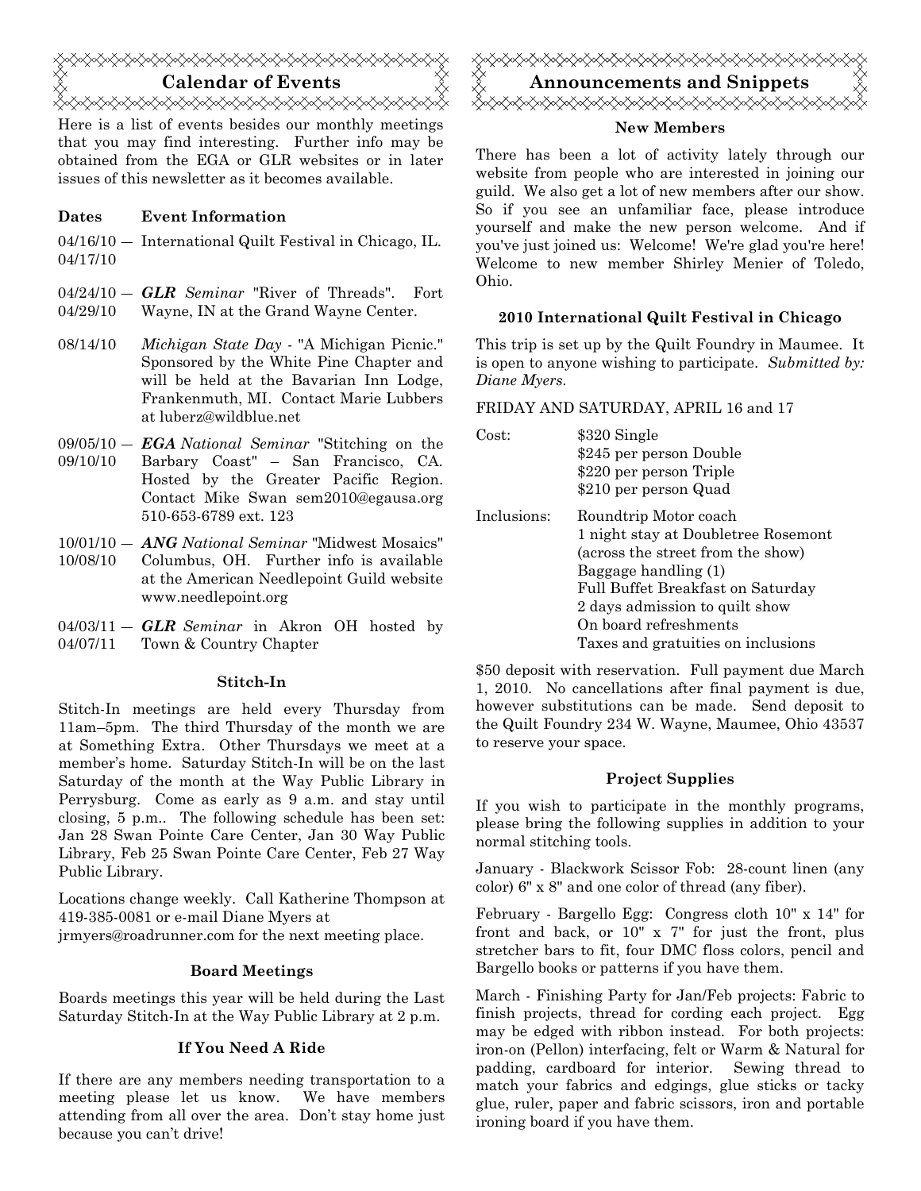## Calendar of Events

Here is a list of events besides our monthly meetings that you may find interesting. Further info may be obtained from the EGA or GLR websites or in later issues of this newsletter as it becomes available.

| Dates | Event Information |
|---|---|
| 04/16/10 — 04/17/10 | International Quilt Festival in Chicago, IL. |
| 04/24/10 — 04/29/10 | ***GLR*** *Seminar* "River of Threads". Fort Wayne, IN at the Grand Wayne Center. |
| 08/14/10 | *Michigan State Day* - "A Michigan Picnic." Sponsored by the White Pine Chapter and will be held at the Bavarian Inn Lodge, Frankenmuth, MI. Contact Marie Lubbers at luberz@wildblue.net |
| 09/05/10 — 09/10/10 | ***EGA*** *National Seminar* "Stitching on the Barbary Coast" – San Francisco, CA. Hosted by the Greater Pacific Region. Contact Mike Swan sem2010@egausa.org 510-653-6789 ext. 123 |
| 10/01/10 — 10/08/10 | ***ANG*** *National Seminar* "Midwest Mosaics" Columbus, OH. Further info is available at the American Needlepoint Guild website www.needlepoint.org |
| 04/03/11 — 04/07/11 | ***GLR*** *Seminar* in Akron OH hosted by Town & Country Chapter |

### Stitch-In

Stitch-In meetings are held every Thursday from 11am–5pm. The third Thursday of the month we are at Something Extra. Other Thursdays we meet at a member's home. Saturday Stitch-In will be on the last Saturday of the month at the Way Public Library in Perrysburg. Come as early as 9 a.m. and stay until closing, 5 p.m.. The following schedule has been set: Jan 28 Swan Pointe Care Center, Jan 30 Way Public Library, Feb 25 Swan Pointe Care Center, Feb 27 Way Public Library.

Locations change weekly. Call Katherine Thompson at 419-385-0081 or e-mail Diane Myers at jrmyers@roadrunner.com for the next meeting place.

### Board Meetings

Boards meetings this year will be held during the Last Saturday Stitch-In at the Way Public Library at 2 p.m.

### If You Need A Ride

If there are any members needing transportation to a meeting please let us know. We have members attending from all over the area. Don't stay home just because you can't drive!

## Announcements and Snippets

### New Members

There has been a lot of activity lately through our website from people who are interested in joining our guild. We also get a lot of new members after our show. So if you see an unfamiliar face, please introduce yourself and make the new person welcome. And if you've just joined us: Welcome! We're glad you're here! Welcome to new member Shirley Menier of Toledo, Ohio.

### 2010 International Quilt Festival in Chicago

This trip is set up by the Quilt Foundry in Maumee. It is open to anyone wishing to participate. *Submitted by: Diane Myers.*

FRIDAY AND SATURDAY, APRIL 16 and 17

Cost:
- $320 Single
- $245 per person Double
- $220 per person Triple
- $210 per person Quad

Inclusions:
- Roundtrip Motor coach
- 1 night stay at Doubletree Rosemont (across the street from the show)
- Baggage handling (1)
- Full Buffet Breakfast on Saturday
- 2 days admission to quilt show
- On board refreshments
- Taxes and gratuities on inclusions

$50 deposit with reservation. Full payment due March 1, 2010. No cancellations after final payment is due, however substitutions can be made. Send deposit to the Quilt Foundry 234 W. Wayne, Maumee, Ohio 43537 to reserve your space.

### Project Supplies

If you wish to participate in the monthly programs, please bring the following supplies in addition to your normal stitching tools.

January - Blackwork Scissor Fob: 28-count linen (any color) 6" x 8" and one color of thread (any fiber).

February - Bargello Egg: Congress cloth 10" x 14" for front and back, or 10" x 7" for just the front, plus stretcher bars to fit, four DMC floss colors, pencil and Bargello books or patterns if you have them.

March - Finishing Party for Jan/Feb projects: Fabric to finish projects, thread for cording each project. Egg may be edged with ribbon instead. For both projects: iron-on (Pellon) interfacing, felt or Warm & Natural for padding, cardboard for interior. Sewing thread to match your fabrics and edgings, glue sticks or tacky glue, ruler, paper and fabric scissors, iron and portable ironing board if you have them.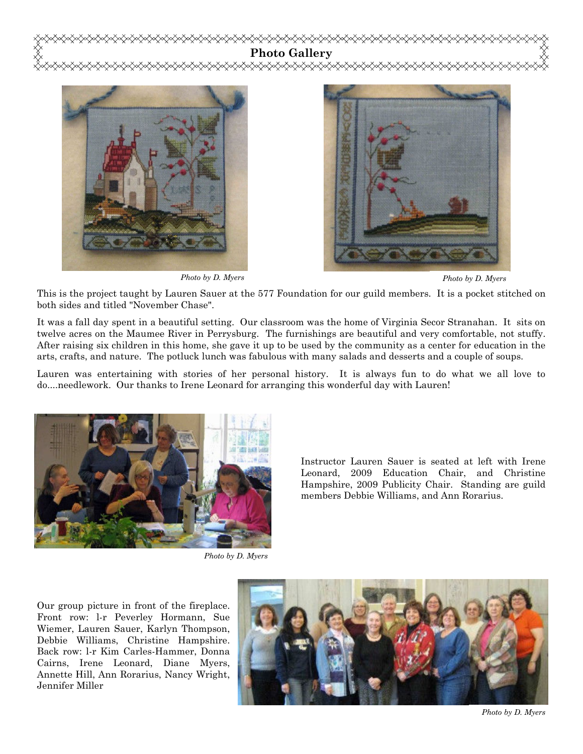## Photo Gallery

*Photo by D. Myers*

*Photo by D. Myers*

This is the project taught by Lauren Sauer at the 577 Foundation for our guild members. It is a pocket stitched on both sides and titled "November Chase".

It was a fall day spent in a beautiful setting. Our classroom was the home of Virginia Secor Stranahan. It sits on twelve acres on the Maumee River in Perrysburg. The furnishings are beautiful and very comfortable, not stuffy. After raising six children in this home, she gave it up to be used by the community as a center for education in the arts, crafts, and nature. The potluck lunch was fabulous with many salads and desserts and a couple of soups.

Lauren was entertaining with stories of her personal history. It is always fun to do what we all love to do....needlework. Our thanks to Irene Leonard for arranging this wonderful day with Lauren!

*Photo by D. Myers*

Instructor Lauren Sauer is seated at left with Irene Leonard, 2009 Education Chair, and Christine Hampshire, 2009 Publicity Chair. Standing are guild members Debbie Williams, and Ann Rorarius.

Our group picture in front of the fireplace. Front row: l-r Peverley Hormann, Sue Wiemer, Lauren Sauer, Karlyn Thompson, Debbie Williams, Christine Hampshire. Back row: l-r Kim Carles-Hammer, Donna Cairns, Irene Leonard, Diane Myers, Annette Hill, Ann Rorarius, Nancy Wright, Jennifer Miller

*Photo by D. Myers*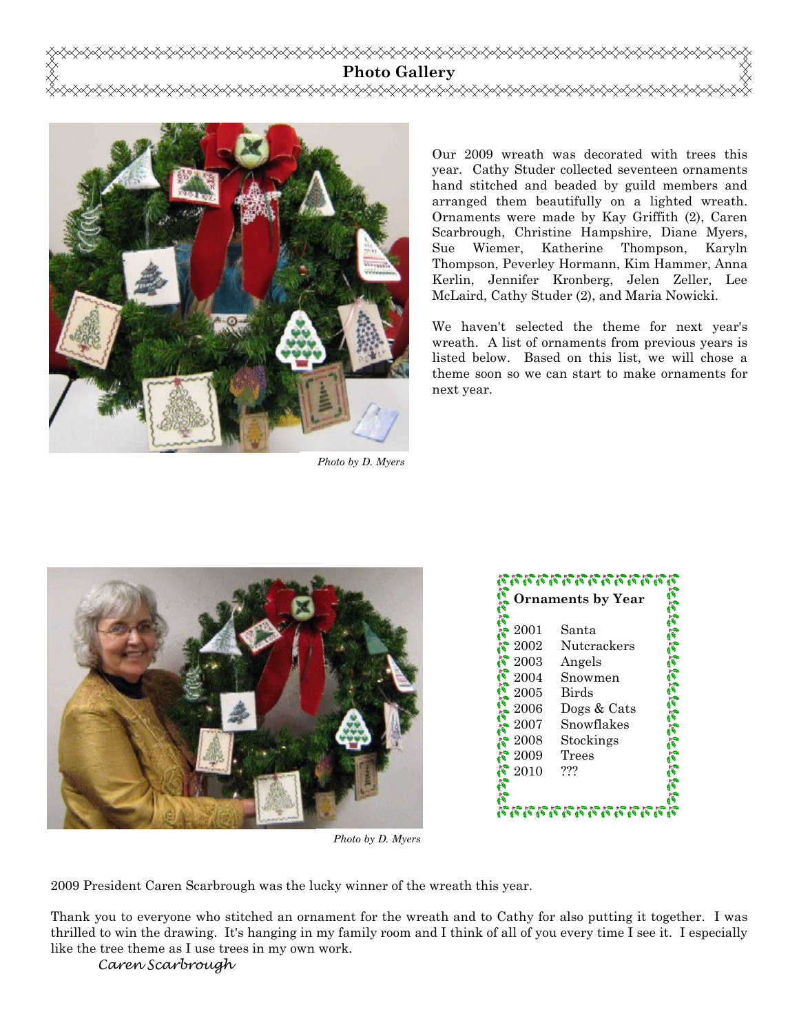## Photo Gallery

*Photo by D. Myers*

Our 2009 wreath was decorated with trees this year. Cathy Studer collected seventeen ornaments hand stitched and beaded by guild members and arranged them beautifully on a lighted wreath. Ornaments were made by Kay Griffith (2), Caren Scarbrough, Christine Hampshire, Diane Myers, Sue Wiemer, Katherine Thompson, Karyln Thompson, Peverley Hormann, Kim Hammer, Anna Kerlin, Jennifer Kronberg, Jelen Zeller, Lee McLaird, Cathy Studer (2), and Maria Nowicki.

We haven't selected the theme for next year's wreath. A list of ornaments from previous years is listed below. Based on this list, we will chose a theme soon so we can start to make ornaments for next year.

*Photo by D. Myers*

**Ornaments by Year**

| Year | Theme |
|---|---|
| 2001 | Santa |
| 2002 | Nutcrackers |
| 2003 | Angels |
| 2004 | Snowmen |
| 2005 | Birds |
| 2006 | Dogs & Cats |
| 2007 | Snowflakes |
| 2008 | Stockings |
| 2009 | Trees |
| 2010 | ??? |

2009 President Caren Scarbrough was the lucky winner of the wreath this year.

Thank you to everyone who stitched an ornament for the wreath and to Cathy for also putting it together. I was thrilled to win the drawing. It's hanging in my family room and I think of all of you every time I see it. I especially like the tree theme as I use trees in my own work.

*Caren Scarbrough*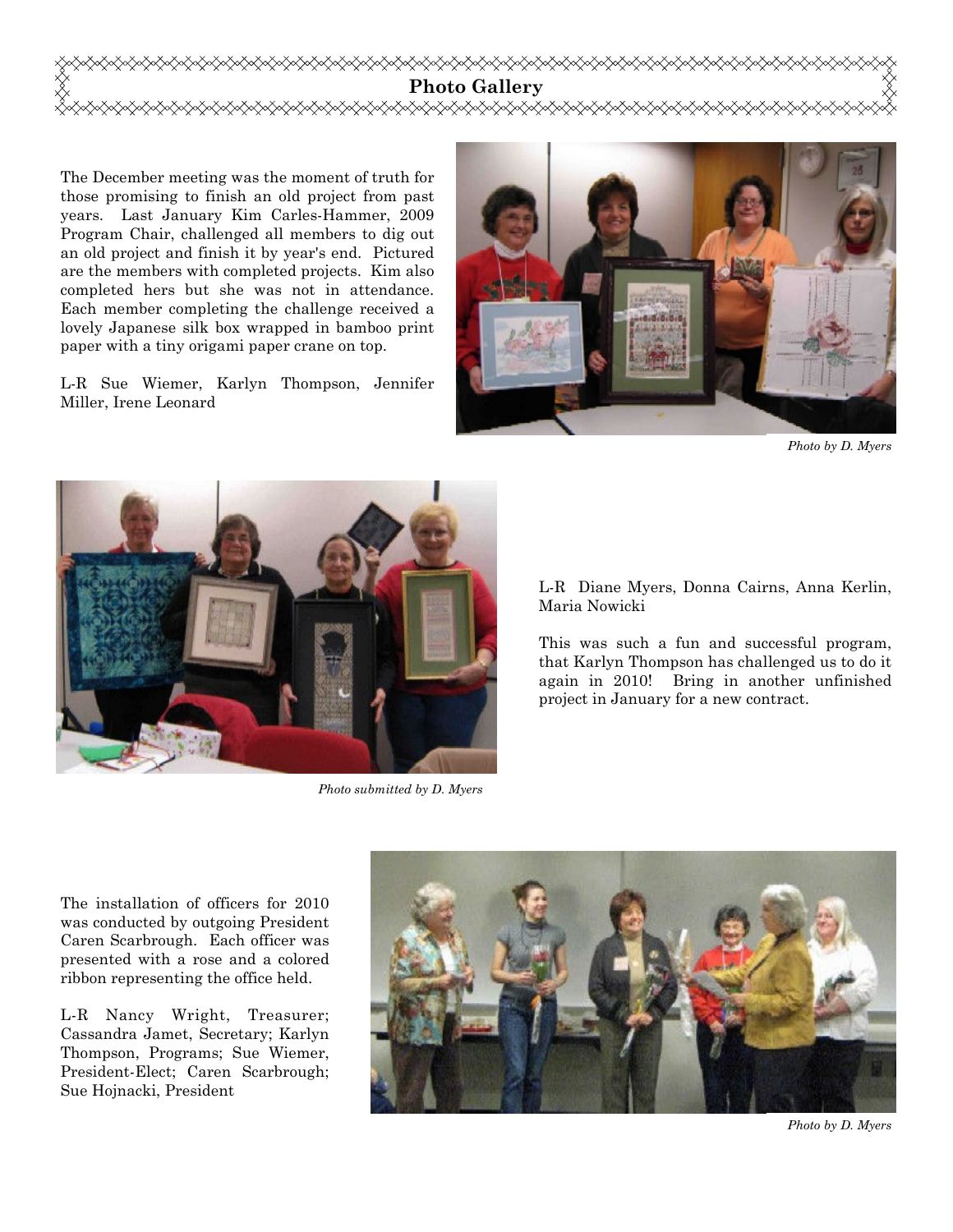## Photo Gallery

The December meeting was the moment of truth for those promising to finish an old project from past years. Last January Kim Carles-Hammer, 2009 Program Chair, challenged all members to dig out an old project and finish it by year's end. Pictured are the members with completed projects. Kim also completed hers but she was not in attendance. Each member completing the challenge received a lovely Japanese silk box wrapped in bamboo print paper with a tiny origami paper crane on top.

L-R Sue Wiemer, Karlyn Thompson, Jennifer Miller, Irene Leonard

*Photo by D. Myers*

*Photo submitted by D. Myers*

L-R Diane Myers, Donna Cairns, Anna Kerlin, Maria Nowicki

This was such a fun and successful program, that Karlyn Thompson has challenged us to do it again in 2010! Bring in another unfinished project in January for a new contract.

The installation of officers for 2010 was conducted by outgoing President Caren Scarbrough. Each officer was presented with a rose and a colored ribbon representing the office held.

L-R Nancy Wright, Treasurer; Cassandra Jamet, Secretary; Karlyn Thompson, Programs; Sue Wiemer, President-Elect; Caren Scarbrough; Sue Hojnacki, President

*Photo by D. Myers*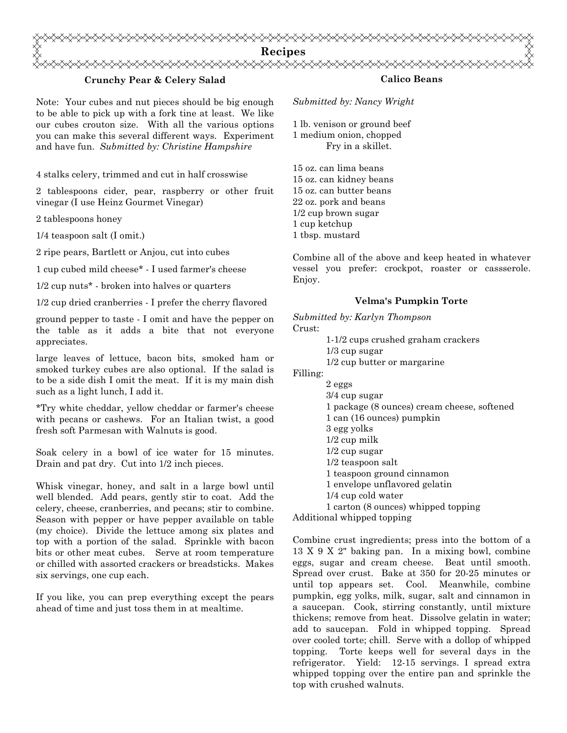# Recipes

## Crunchy Pear & Celery Salad

Note: Your cubes and nut pieces should be big enough to be able to pick up with a fork tine at least. We like our cubes crouton size. With all the various options you can make this several different ways. Experiment and have fun. *Submitted by: Christine Hampshire*

4 stalks celery, trimmed and cut in half crosswise

2 tablespoons cider, pear, raspberry or other fruit vinegar (I use Heinz Gourmet Vinegar)

2 tablespoons honey

1/4 teaspoon salt (I omit.)

2 ripe pears, Bartlett or Anjou, cut into cubes

1 cup cubed mild cheese* - I used farmer's cheese

1/2 cup nuts* - broken into halves or quarters

1/2 cup dried cranberries - I prefer the cherry flavored

ground pepper to taste - I omit and have the pepper on the table as it adds a bite that not everyone appreciates.

large leaves of lettuce, bacon bits, smoked ham or smoked turkey cubes are also optional. If the salad is to be a side dish I omit the meat. If it is my main dish such as a light lunch, I add it.

*Try white cheddar, yellow cheddar or farmer's cheese with pecans or cashews. For an Italian twist, a good fresh soft Parmesan with Walnuts is good.

Soak celery in a bowl of ice water for 15 minutes. Drain and pat dry. Cut into 1/2 inch pieces.

Whisk vinegar, honey, and salt in a large bowl until well blended. Add pears, gently stir to coat. Add the celery, cheese, cranberries, and pecans; stir to combine. Season with pepper or have pepper available on table (my choice). Divide the lettuce among six plates and top with a portion of the salad. Sprinkle with bacon bits or other meat cubes. Serve at room temperature or chilled with assorted crackers or breadsticks. Makes six servings, one cup each.

If you like, you can prep everything except the pears ahead of time and just toss them in at mealtime.

## Calico Beans

*Submitted by: Nancy Wright*

1 lb. venison or ground beef
1 medium onion, chopped
Fry in a skillet.

15 oz. can lima beans
15 oz. can kidney beans
15 oz. can butter beans
22 oz. pork and beans
1/2 cup brown sugar
1 cup ketchup
1 tbsp. mustard

Combine all of the above and keep heated in whatever vessel you prefer: crockpot, roaster or cassserole. Enjoy.

## Velma's Pumpkin Torte

*Submitted by: Karlyn Thompson*

Crust:
- 1-1/2 cups crushed graham crackers
- 1/3 cup sugar
- 1/2 cup butter or margarine

Filling:
- 2 eggs
- 3/4 cup sugar
- 1 package (8 ounces) cream cheese, softened
- 1 can (16 ounces) pumpkin
- 3 egg yolks
- 1/2 cup milk
- 1/2 cup sugar
- 1/2 teaspoon salt
- 1 teaspoon ground cinnamon
- 1 envelope unflavored gelatin
- 1/4 cup cold water
- 1 carton (8 ounces) whipped topping

Additional whipped topping

Combine crust ingredients; press into the bottom of a 13 X 9 X 2" baking pan. In a mixing bowl, combine eggs, sugar and cream cheese. Beat until smooth. Spread over crust. Bake at 350 for 20-25 minutes or until top appears set. Cool. Meanwhile, combine pumpkin, egg yolks, milk, sugar, salt and cinnamon in a saucepan. Cook, stirring constantly, until mixture thickens; remove from heat. Dissolve gelatin in water; add to saucepan. Fold in whipped topping. Spread over cooled torte; chill. Serve with a dollop of whipped topping. Torte keeps well for several days in the refrigerator. Yield: 12-15 servings. I spread extra whipped topping over the entire pan and sprinkle the top with crushed walnuts.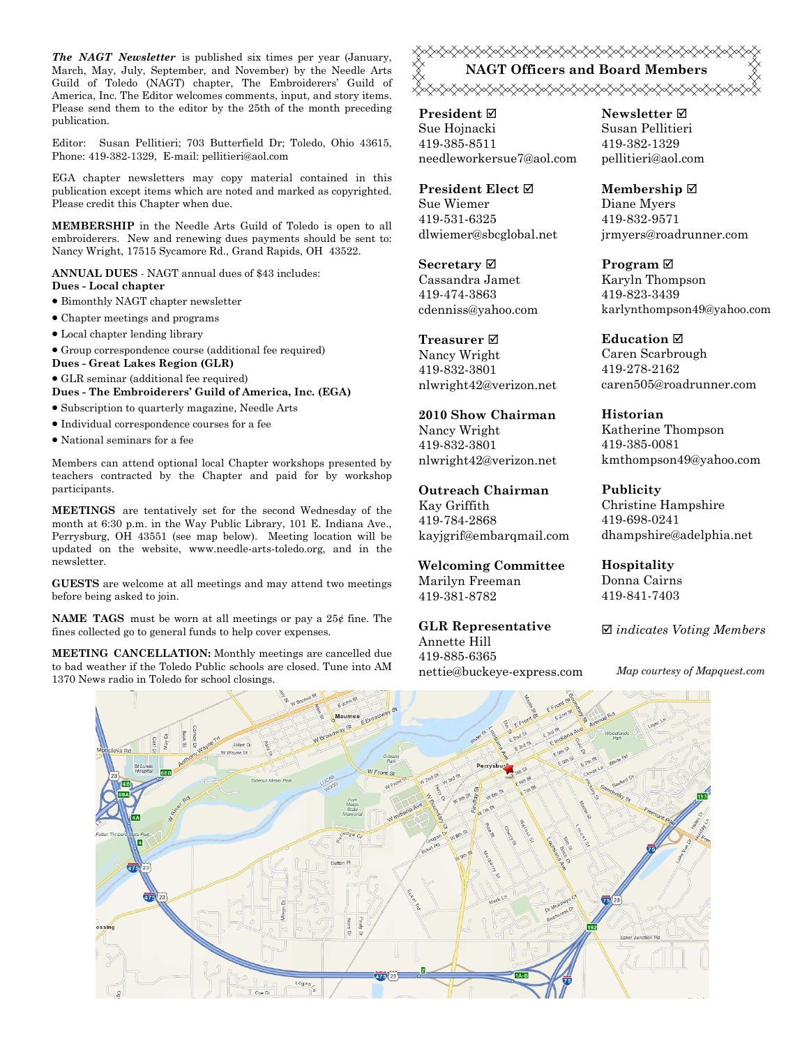***The NAGT Newsletter*** is published six times per year (January, March, May, July, September, and November) by the Needle Arts Guild of Toledo (NAGT) chapter, The Embroiderers' Guild of America, Inc. The Editor welcomes comments, input, and story items. Please send them to the editor by the 25th of the month preceding publication.

Editor: Susan Pellitieri; 703 Butterfield Dr; Toledo, Ohio 43615, Phone: 419-382-1329, E-mail: pellitieri@aol.com

EGA chapter newsletters may copy material contained in this publication except items which are noted and marked as copyrighted. Please credit this Chapter when due.

**MEMBERSHIP** in the Needle Arts Guild of Toledo is open to all embroiderers. New and renewing dues payments should be sent to: Nancy Wright, 17515 Sycamore Rd., Grand Rapids, OH 43522.

**ANNUAL DUES** - NAGT annual dues of $43 includes:

**Dues - Local chapter**

- Bimonthly NAGT chapter newsletter
- Chapter meetings and programs
- Local chapter lending library
- Group correspondence course (additional fee required)

**Dues - Great Lakes Region (GLR)**

- GLR seminar (additional fee required)

**Dues - The Embroiderers' Guild of America, Inc. (EGA)**

- Subscription to quarterly magazine, Needle Arts
- Individual correspondence courses for a fee
- National seminars for a fee

Members can attend optional local Chapter workshops presented by teachers contracted by the Chapter and paid for by workshop participants.

**MEETINGS** are tentatively set for the second Wednesday of the month at 6:30 p.m. in the Way Public Library, 101 E. Indiana Ave., Perrysburg, OH 43551 (see map below). Meeting location will be updated on the website, www.needle-arts-toledo.org, and in the newsletter.

**GUESTS** are welcome at all meetings and may attend two meetings before being asked to join.

**NAME TAGS** must be worn at all meetings or pay a 25¢ fine. The fines collected go to general funds to help cover expenses.

**MEETING CANCELLATION:** Monthly meetings are cancelled due to bad weather if the Toledo Public schools are closed. Tune into AM 1370 News radio in Toledo for school closings.

## NAGT Officers and Board Members

**President ☑**
Sue Hojnacki
419-385-8511
needleworkersue7@aol.com

**President Elect ☑**
Sue Wiemer
419-531-6325
dlwiemer@sbcglobal.net

**Secretary ☑**
Cassandra Jamet
419-474-3863
cdenniss@yahoo.com

**Treasurer ☑**
Nancy Wright
419-832-3801
nlwright42@verizon.net

**2010 Show Chairman**
Nancy Wright
419-832-3801
nlwright42@verizon.net

**Outreach Chairman**
Kay Griffith
419-784-2868
kayjgrif@embarqmail.com

**Welcoming Committee**
Marilyn Freeman
419-381-8782

**GLR Representative**
Annette Hill
419-885-6365
nettie@buckeye-express.com

**Newsletter ☑**
Susan Pellitieri
419-382-1329
pellitieri@aol.com

**Membership ☑**
Diane Myers
419-832-9571
jrmyers@roadrunner.com

**Program ☑**
Karyln Thompson
419-823-3439
karlynthompson49@yahoo.com

**Education ☑**
Caren Scarbrough
419-278-2162
caren505@roadrunner.com

**Historian**
Katherine Thompson
419-385-0081
kmthompson49@yahoo.com

**Publicity**
Christine Hampshire
419-698-0241
dhampshire@adelphia.net

**Hospitality**
Donna Cairns
419-841-7403

☑ *indicates Voting Members*

*Map courtesy of Mapquest.com*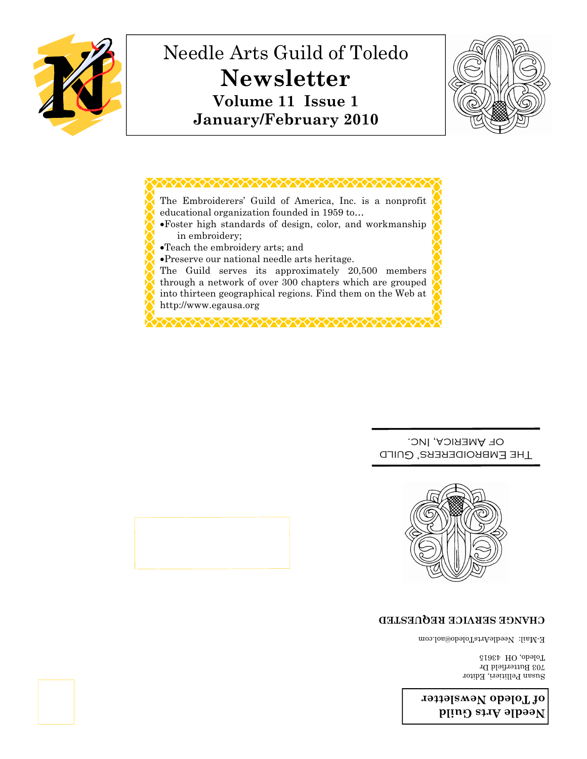# Needle Arts Guild of Toledo
# Newsletter
## Volume 11 Issue 1
## January/February 2010

The Embroiderers' Guild of America, Inc. is a nonprofit educational organization founded in 1959 to…

- Foster high standards of design, color, and workmanship in embroidery;
- Teach the embroidery arts; and
- Preserve our national needle arts heritage.

The Guild serves its approximately 20,500 members through a network of over 300 chapters which are grouped into thirteen geographical regions. Find them on the Web at http://www.egausa.org

THE EMBROIDERERS' GUILD OF AMERICA, INC.

**CHANGE SERVICE REQUESTED**

E-Mail: NeedleArtsToledo@aol.com

Toledo, OH 43615

703 Butterfield Dr

Susan Pellitieri, Editor

**Needle Arts Guild of Toledo Newsletter**